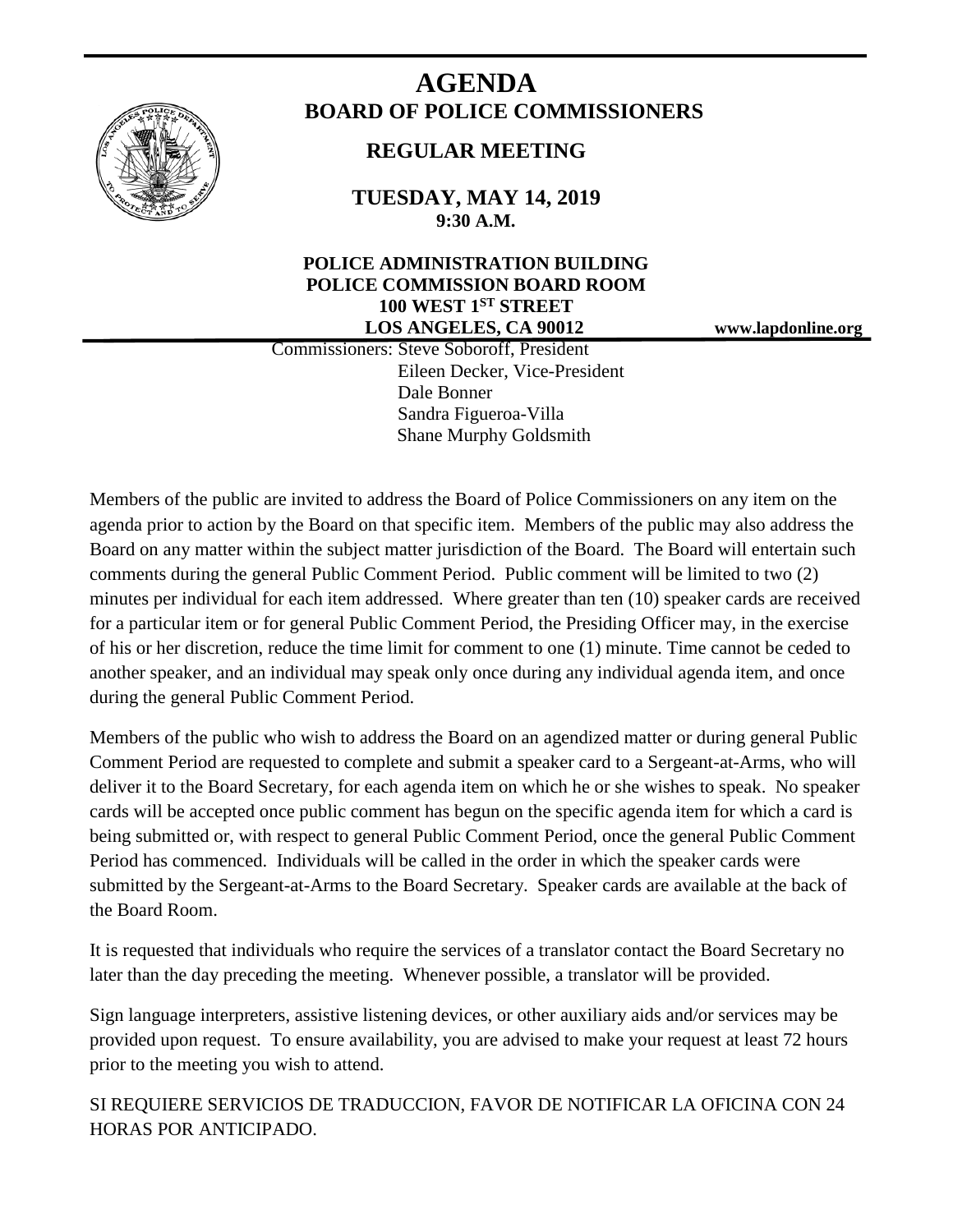# AGENDA

## BOARD OF POLICE COMMISSIONERS

### REGULAR MEETING

**TUESDAY, MAY 14, 2019**
**9:30 A.M.**

**POLICE ADMINISTRATION BUILDING**
**POLICE COMMISSION BOARD ROOM**
**100 WEST 1ST STREET**
**LOS ANGELES, CA 90012**

**www.lapdonline.org**

Commissioners: Steve Soboroff, President
Eileen Decker, Vice-President
Dale Bonner
Sandra Figueroa-Villa
Shane Murphy Goldsmith

Members of the public are invited to address the Board of Police Commissioners on any item on the agenda prior to action by the Board on that specific item. Members of the public may also address the Board on any matter within the subject matter jurisdiction of the Board. The Board will entertain such comments during the general Public Comment Period. Public comment will be limited to two (2) minutes per individual for each item addressed. Where greater than ten (10) speaker cards are received for a particular item or for general Public Comment Period, the Presiding Officer may, in the exercise of his or her discretion, reduce the time limit for comment to one (1) minute. Time cannot be ceded to another speaker, and an individual may speak only once during any individual agenda item, and once during the general Public Comment Period.

Members of the public who wish to address the Board on an agendized matter or during general Public Comment Period are requested to complete and submit a speaker card to a Sergeant-at-Arms, who will deliver it to the Board Secretary, for each agenda item on which he or she wishes to speak. No speaker cards will be accepted once public comment has begun on the specific agenda item for which a card is being submitted or, with respect to general Public Comment Period, once the general Public Comment Period has commenced. Individuals will be called in the order in which the speaker cards were submitted by the Sergeant-at-Arms to the Board Secretary. Speaker cards are available at the back of the Board Room.

It is requested that individuals who require the services of a translator contact the Board Secretary no later than the day preceding the meeting. Whenever possible, a translator will be provided.

Sign language interpreters, assistive listening devices, or other auxiliary aids and/or services may be provided upon request. To ensure availability, you are advised to make your request at least 72 hours prior to the meeting you wish to attend.

SI REQUIERE SERVICIOS DE TRADUCCION, FAVOR DE NOTIFICAR LA OFICINA CON 24 HORAS POR ANTICIPADO.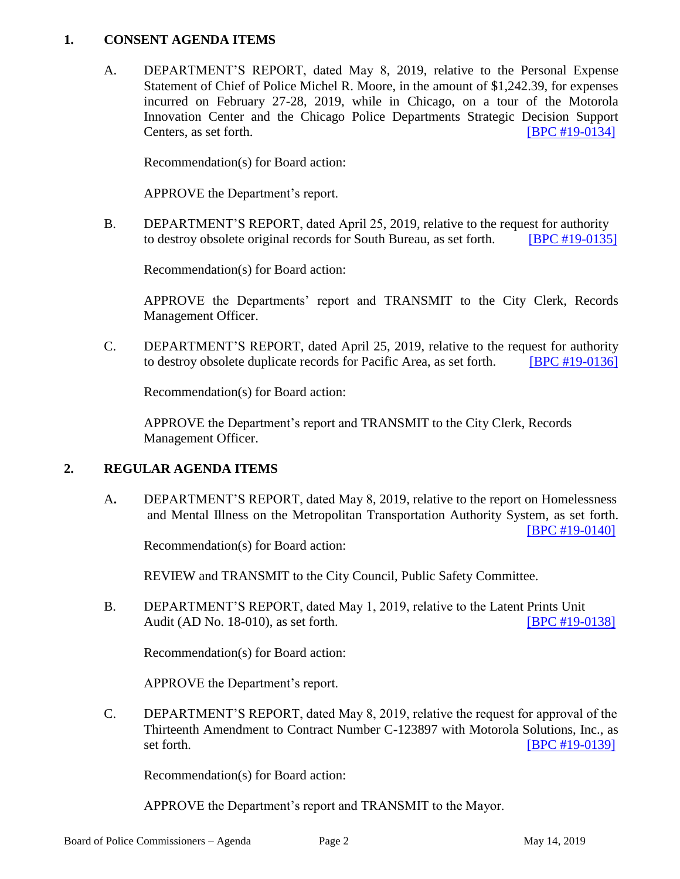## 1. CONSENT AGENDA ITEMS

A. DEPARTMENT'S REPORT, dated May 8, 2019, relative to the Personal Expense Statement of Chief of Police Michel R. Moore, in the amount of $1,242.39, for expenses incurred on February 27-28, 2019, while in Chicago, on a tour of the Motorola Innovation Center and the Chicago Police Departments Strategic Decision Support Centers, as set forth. [BPC #19-0134]

Recommendation(s) for Board action:

APPROVE the Department's report.

B. DEPARTMENT'S REPORT, dated April 25, 2019, relative to the request for authority to destroy obsolete original records for South Bureau, as set forth. [BPC #19-0135]

Recommendation(s) for Board action:

APPROVE the Departments' report and TRANSMIT to the City Clerk, Records Management Officer.

C. DEPARTMENT'S REPORT, dated April 25, 2019, relative to the request for authority to destroy obsolete duplicate records for Pacific Area, as set forth. [BPC #19-0136]

Recommendation(s) for Board action:

APPROVE the Department's report and TRANSMIT to the City Clerk, Records Management Officer.

## 2. REGULAR AGENDA ITEMS

A. DEPARTMENT'S REPORT, dated May 8, 2019, relative to the report on Homelessness and Mental Illness on the Metropolitan Transportation Authority System, as set forth. [BPC #19-0140]

Recommendation(s) for Board action:

REVIEW and TRANSMIT to the City Council, Public Safety Committee.

B. DEPARTMENT'S REPORT, dated May 1, 2019, relative to the Latent Prints Unit Audit (AD No. 18-010), as set forth. [BPC #19-0138]

Recommendation(s) for Board action:

APPROVE the Department's report.

C. DEPARTMENT'S REPORT, dated May 8, 2019, relative the request for approval of the Thirteenth Amendment to Contract Number C-123897 with Motorola Solutions, Inc., as set forth. [BPC #19-0139]

Recommendation(s) for Board action:

APPROVE the Department's report and TRANSMIT to the Mayor.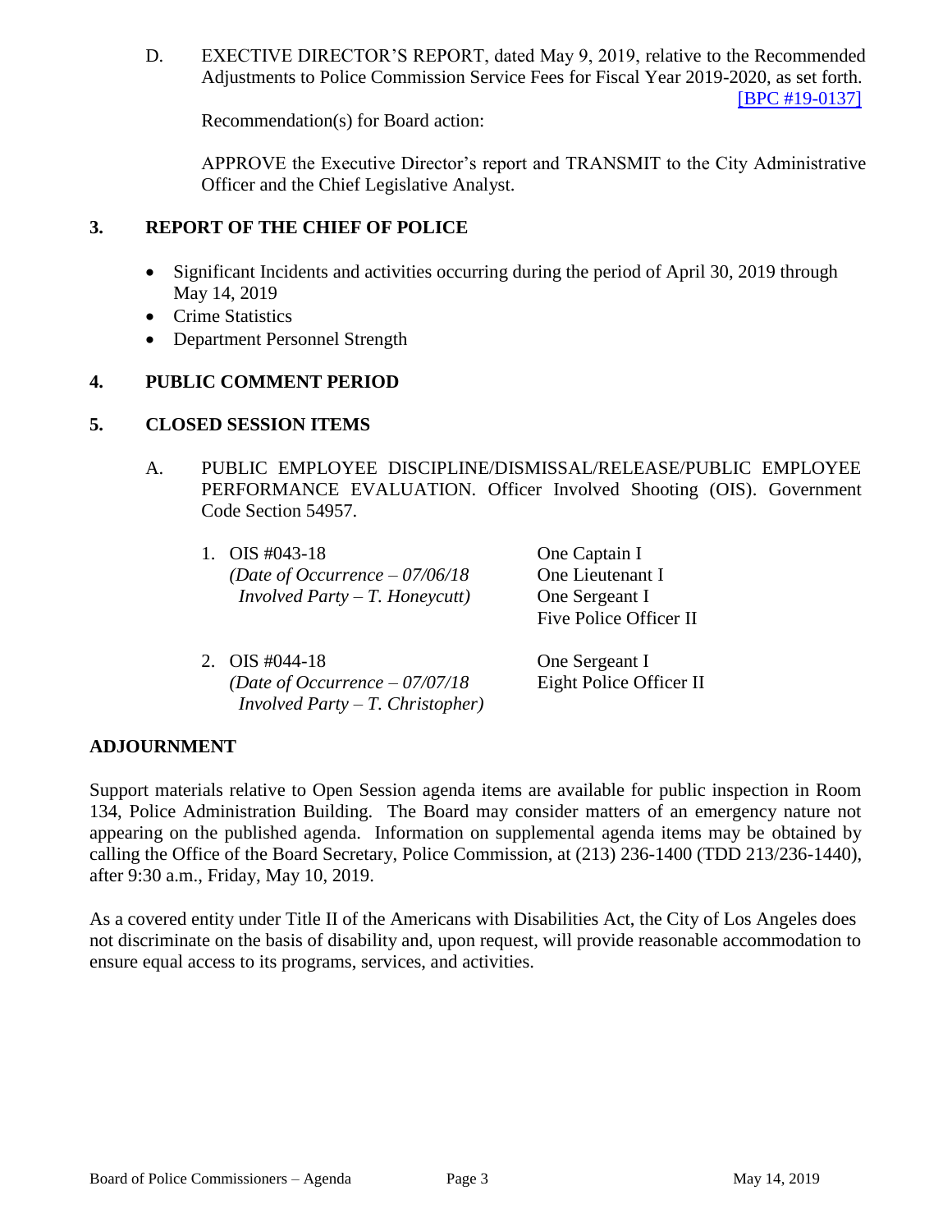D. EXECUTIVE DIRECTOR'S REPORT, dated May 9, 2019, relative to the Recommended Adjustments to Police Commission Service Fees for Fiscal Year 2019-2020, as set forth. [BPC #19-0137]

Recommendation(s) for Board action:

APPROVE the Executive Director's report and TRANSMIT to the City Administrative Officer and the Chief Legislative Analyst.

## 3. REPORT OF THE CHIEF OF POLICE

- Significant Incidents and activities occurring during the period of April 30, 2019 through May 14, 2019
- Crime Statistics
- Department Personnel Strength

## 4. PUBLIC COMMENT PERIOD

## 5. CLOSED SESSION ITEMS

A. PUBLIC EMPLOYEE DISCIPLINE/DISMISSAL/RELEASE/PUBLIC EMPLOYEE PERFORMANCE EVALUATION. Officer Involved Shooting (OIS). Government Code Section 54957.

1. OIS #043-18
   *(Date of Occurrence – 07/06/18*
   *Involved Party – T. Honeycutt)*

   One Captain I
   One Lieutenant I
   One Sergeant I
   Five Police Officer II

2. OIS #044-18
   *(Date of Occurrence – 07/07/18*
   *Involved Party – T. Christopher)*

   One Sergeant I
   Eight Police Officer II

## ADJOURNMENT

Support materials relative to Open Session agenda items are available for public inspection in Room 134, Police Administration Building. The Board may consider matters of an emergency nature not appearing on the published agenda. Information on supplemental agenda items may be obtained by calling the Office of the Board Secretary, Police Commission, at (213) 236-1400 (TDD 213/236-1440), after 9:30 a.m., Friday, May 10, 2019.

As a covered entity under Title II of the Americans with Disabilities Act, the City of Los Angeles does not discriminate on the basis of disability and, upon request, will provide reasonable accommodation to ensure equal access to its programs, services, and activities.